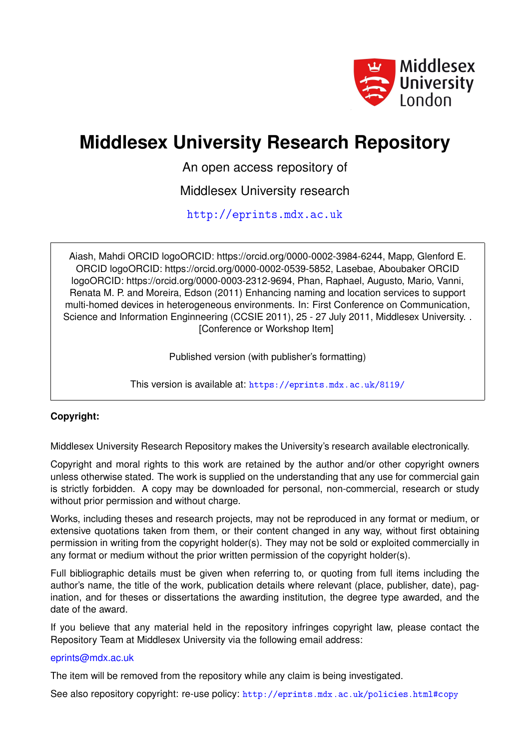Middlesex University London

# Middlesex University Research Repository

An open access repository of

Middlesex University research

http://eprints.mdx.ac.uk

Aiash, Mahdi ORCID logoORCID: https://orcid.org/0000-0002-3984-6244, Mapp, Glenford E. ORCID logoORCID: https://orcid.org/0000-0002-0539-5852, Lasebae, Aboubaker ORCID logoORCID: https://orcid.org/0000-0003-2312-9694, Phan, Raphael, Augusto, Mario, Vanni, Renata M. P. and Moreira, Edson (2011) Enhancing naming and location services to support multi-homed devices in heterogeneous environments. In: First Conference on Communication, Science and Information Enginneering (CCSIE 2011), 25 - 27 July 2011, Middlesex University. . [Conference or Workshop Item]

Published version (with publisher's formatting)

This version is available at: https://eprints.mdx.ac.uk/8119/

**Copyright:**

Middlesex University Research Repository makes the University's research available electronically.

Copyright and moral rights to this work are retained by the author and/or other copyright owners unless otherwise stated. The work is supplied on the understanding that any use for commercial gain is strictly forbidden. A copy may be downloaded for personal, non-commercial, research or study without prior permission and without charge.

Works, including theses and research projects, may not be reproduced in any format or medium, or extensive quotations taken from them, or their content changed in any way, without first obtaining permission in writing from the copyright holder(s). They may not be sold or exploited commercially in any format or medium without the prior written permission of the copyright holder(s).

Full bibliographic details must be given when referring to, or quoting from full items including the author's name, the title of the work, publication details where relevant (place, publisher, date), pagination, and for theses or dissertations the awarding institution, the degree type awarded, and the date of the award.

If you believe that any material held in the repository infringes copyright law, please contact the Repository Team at Middlesex University via the following email address:

eprints@mdx.ac.uk

The item will be removed from the repository while any claim is being investigated.

See also repository copyright: re-use policy: http://eprints.mdx.ac.uk/policies.html#copy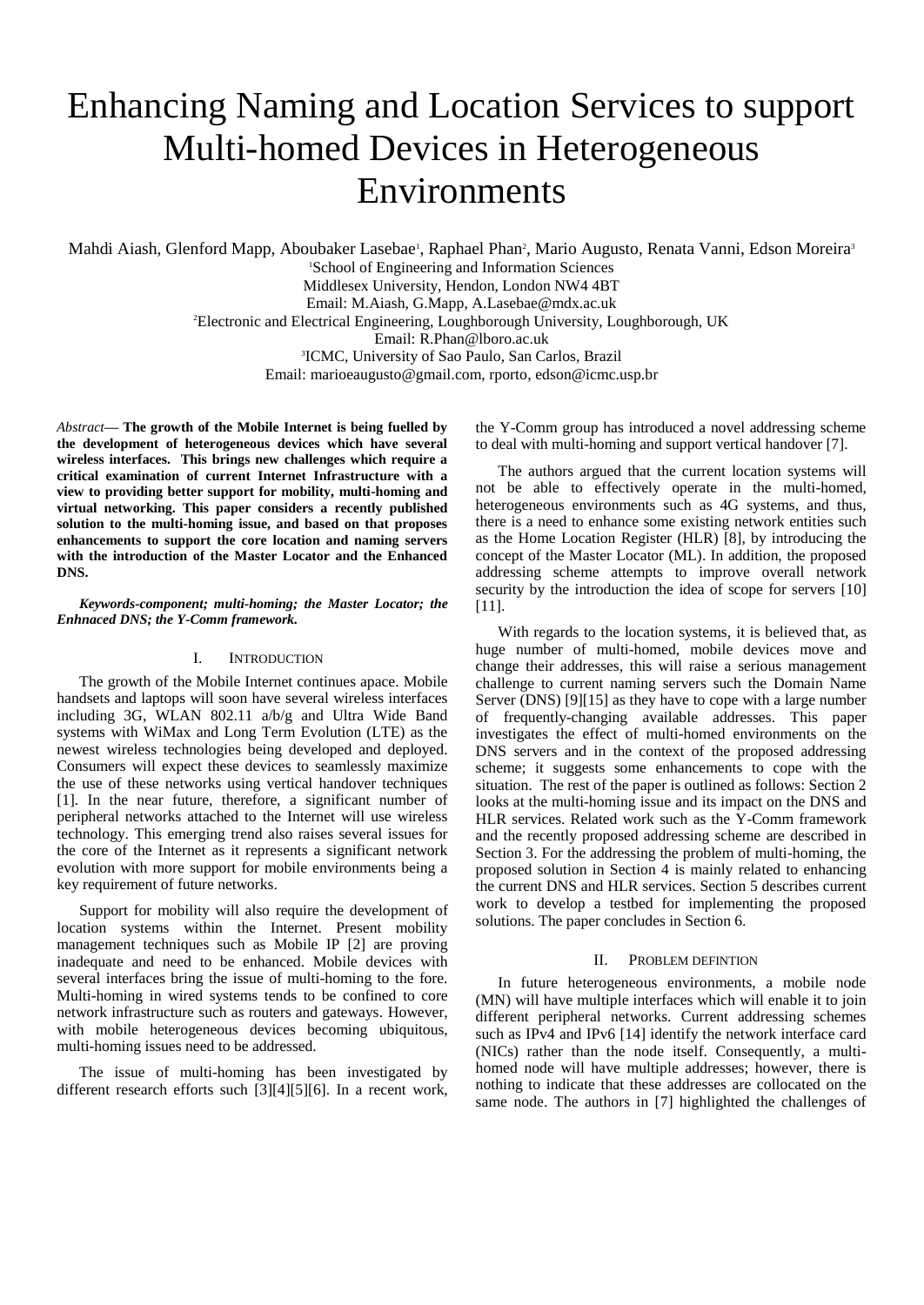# Enhancing Naming and Location Services to support Multi-homed Devices in Heterogeneous Environments

Mahdi Aiash, Glenford Mapp, Aboubaker Lasebae[1], Raphael Phan[2], Mario Augusto, Renata Vanni, Edson Moreira[3]

[1]School of Engineering and Information Sciences
Middlesex University, Hendon, London NW4 4BT
Email: M.Aiash, G.Mapp, A.Lasebae@mdx.ac.uk

[2]Electronic and Electrical Engineering, Loughborough University, Loughborough, UK
Email: R.Phan@lboro.ac.uk

[3]ICMC, University of Sao Paulo, San Carlos, Brazil
Email: marioeaugusto@gmail.com, rporto, edson@icmc.usp.br

*Abstract*— **The growth of the Mobile Internet is being fuelled by the development of heterogeneous devices which have several wireless interfaces. This brings new challenges which require a critical examination of current Internet Infrastructure with a view to providing better support for mobility, multi-homing and virtual networking. This paper considers a recently published solution to the multi-homing issue, and based on that proposes enhancements to support the core location and naming servers with the introduction of the Master Locator and the Enhanced DNS.**

***Keywords-component; multi-homing; the Master Locator; the Enhnaced DNS; the Y-Comm framework.***

## I. Introduction

The growth of the Mobile Internet continues apace. Mobile handsets and laptops will soon have several wireless interfaces including 3G, WLAN 802.11 a/b/g and Ultra Wide Band systems with WiMax and Long Term Evolution (LTE) as the newest wireless technologies being developed and deployed. Consumers will expect these devices to seamlessly maximize the use of these networks using vertical handover techniques [1]. In the near future, therefore, a significant number of peripheral networks attached to the Internet will use wireless technology. This emerging trend also raises several issues for the core of the Internet as it represents a significant network evolution with more support for mobile environments being a key requirement of future networks.

Support for mobility will also require the development of location systems within the Internet. Present mobility management techniques such as Mobile IP [2] are proving inadequate and need to be enhanced. Mobile devices with several interfaces bring the issue of multi-homing to the fore. Multi-homing in wired systems tends to be confined to core network infrastructure such as routers and gateways. However, with mobile heterogeneous devices becoming ubiquitous, multi-homing issues need to be addressed.

The issue of multi-homing has been investigated by different research efforts such [3][4][5][6]. In a recent work, the Y-Comm group has introduced a novel addressing scheme to deal with multi-homing and support vertical handover [7].

The authors argued that the current location systems will not be able to effectively operate in the multi-homed, heterogeneous environments such as 4G systems, and thus, there is a need to enhance some existing network entities such as the Home Location Register (HLR) [8], by introducing the concept of the Master Locator (ML). In addition, the proposed addressing scheme attempts to improve overall network security by the introduction the idea of scope for servers [10][11].

With regards to the location systems, it is believed that, as huge number of multi-homed, mobile devices move and change their addresses, this will raise a serious management challenge to current naming servers such the Domain Name Server (DNS) [9][15] as they have to cope with a large number of frequently-changing available addresses. This paper investigates the effect of multi-homed environments on the DNS servers and in the context of the proposed addressing scheme; it suggests some enhancements to cope with the situation. The rest of the paper is outlined as follows: Section 2 looks at the multi-homing issue and its impact on the DNS and HLR services. Related work such as the Y-Comm framework and the recently proposed addressing scheme are described in Section 3. For the addressing the problem of multi-homing, the proposed solution in Section 4 is mainly related to enhancing the current DNS and HLR services. Section 5 describes current work to develop a testbed for implementing the proposed solutions. The paper concludes in Section 6.

## II. Problem Defintion

In future heterogeneous environments, a mobile node (MN) will have multiple interfaces which will enable it to join different peripheral networks. Current addressing schemes such as IPv4 and IPv6 [14] identify the network interface card (NICs) rather than the node itself. Consequently, a multi-homed node will have multiple addresses; however, there is nothing to indicate that these addresses are collocated on the same node. The authors in [7] highlighted the challenges of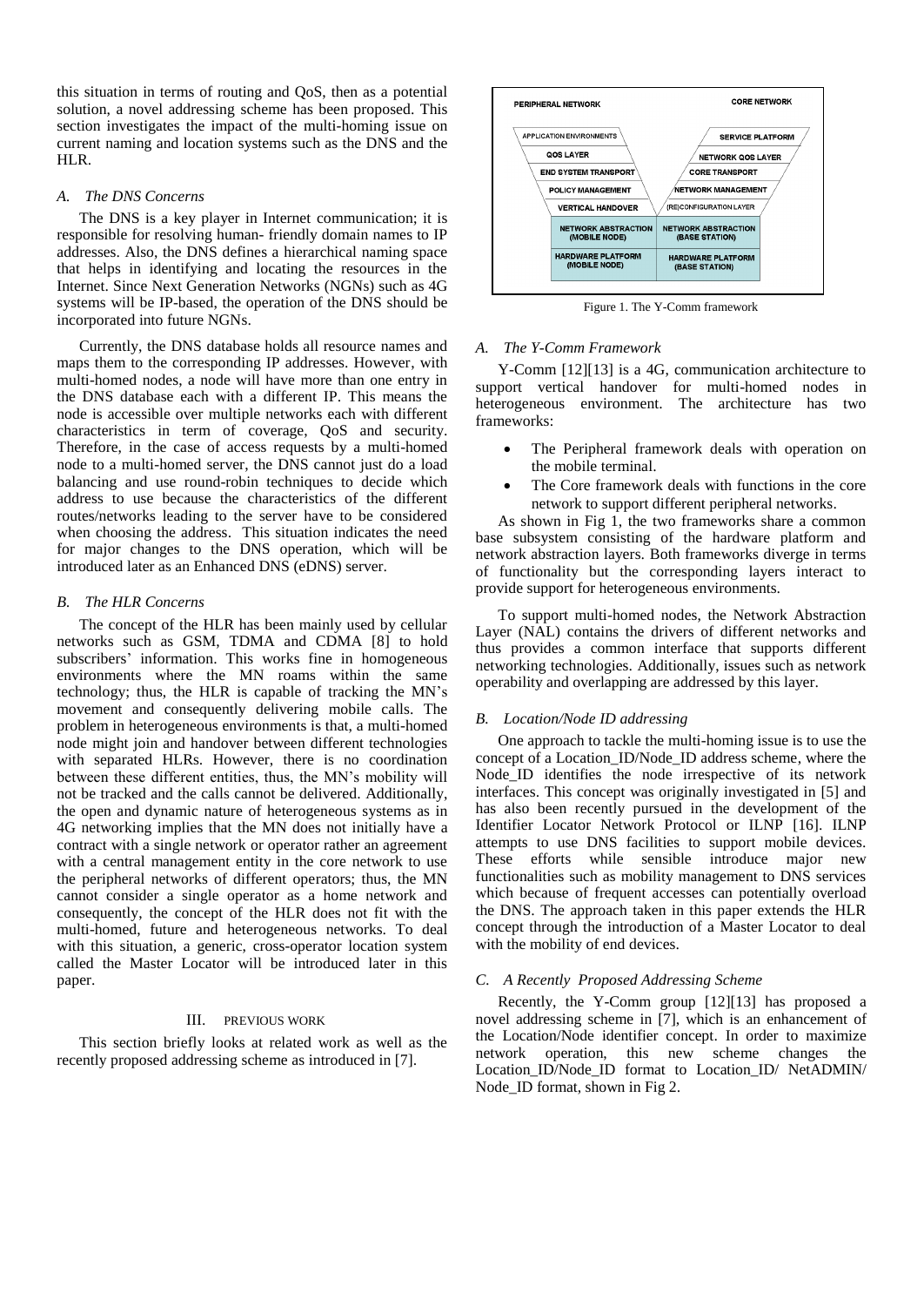this situation in terms of routing and QoS, then as a potential solution, a novel addressing scheme has been proposed. This section investigates the impact of the multi-homing issue on current naming and location systems such as the DNS and the HLR.

### *A. The DNS Concerns*

The DNS is a key player in Internet communication; it is responsible for resolving human- friendly domain names to IP addresses. Also, the DNS defines a hierarchical naming space that helps in identifying and locating the resources in the Internet. Since Next Generation Networks (NGNs) such as 4G systems will be IP-based, the operation of the DNS should be incorporated into future NGNs.

Currently, the DNS database holds all resource names and maps them to the corresponding IP addresses. However, with multi-homed nodes, a node will have more than one entry in the DNS database each with a different IP. This means the node is accessible over multiple networks each with different characteristics in term of coverage, QoS and security. Therefore, in the case of access requests by a multi-homed node to a multi-homed server, the DNS cannot just do a load balancing and use round-robin techniques to decide which address to use because the characteristics of the different routes/networks leading to the server have to be considered when choosing the address. This situation indicates the need for major changes to the DNS operation, which will be introduced later as an Enhanced DNS (eDNS) server.

### *B. The HLR Concerns*

The concept of the HLR has been mainly used by cellular networks such as GSM, TDMA and CDMA [8] to hold subscribers' information. This works fine in homogeneous environments where the MN roams within the same technology; thus, the HLR is capable of tracking the MN's movement and consequently delivering mobile calls. The problem in heterogeneous environments is that, a multi-homed node might join and handover between different technologies with separated HLRs. However, there is no coordination between these different entities, thus, the MN's mobility will not be tracked and the calls cannot be delivered. Additionally, the open and dynamic nature of heterogeneous systems as in 4G networking implies that the MN does not initially have a contract with a single network or operator rather an agreement with a central management entity in the core network to use the peripheral networks of different operators; thus, the MN cannot consider a single operator as a home network and consequently, the concept of the HLR does not fit with the multi-homed, future and heterogeneous networks. To deal with this situation, a generic, cross-operator location system called the Master Locator will be introduced later in this paper.

## III. PREVIOUS WORK

This section briefly looks at related work as well as the recently proposed addressing scheme as introduced in [7].

| PERIPHERAL NETWORK | CORE NETWORK |
|---|---|
| APPLICATION ENVIRONMENTS | SERVICE PLATFORM |
| QOS LAYER | NETWORK QOS LAYER |
| END SYSTEM TRANSPORT | CORE TRANSPORT |
| POLICY MANAGEMENT | NETWORK MANAGEMENT |
| VERTICAL HANDOVER | (RE)CONFIGURATION LAYER |
| NETWORK ABSTRACTION (MOBILE NODE) | NETWORK ABSTRACTION (BASE STATION) |
| HARDWARE PLATFORM (MOBILE NODE) | HARDWARE PLATFORM (BASE STATION) |

Figure 1. The Y-Comm framework

### *A. The Y-Comm Framework*

Y-Comm [12][13] is a 4G, communication architecture to support vertical handover for multi-homed nodes in heterogeneous environment. The architecture has two frameworks:

- The Peripheral framework deals with operation on the mobile terminal.
- The Core framework deals with functions in the core network to support different peripheral networks.

As shown in Fig 1, the two frameworks share a common base subsystem consisting of the hardware platform and network abstraction layers. Both frameworks diverge in terms of functionality but the corresponding layers interact to provide support for heterogeneous environments.

To support multi-homed nodes, the Network Abstraction Layer (NAL) contains the drivers of different networks and thus provides a common interface that supports different networking technologies. Additionally, issues such as network operability and overlapping are addressed by this layer.

### *B. Location/Node ID addressing*

One approach to tackle the multi-homing issue is to use the concept of a Location_ID/Node_ID address scheme, where the Node_ID identifies the node irrespective of its network interfaces. This concept was originally investigated in [5] and has also been recently pursued in the development of the Identifier Locator Network Protocol or ILNP [16]. ILNP attempts to use DNS facilities to support mobile devices. These efforts while sensible introduce major new functionalities such as mobility management to DNS services which because of frequent accesses can potentially overload the DNS. The approach taken in this paper extends the HLR concept through the introduction of a Master Locator to deal with the mobility of end devices.

### *C. A Recently Proposed Addressing Scheme*

Recently, the Y-Comm group [12][13] has proposed a novel addressing scheme in [7], which is an enhancement of the Location/Node identifier concept. In order to maximize network operation, this new scheme changes the Location_ID/Node_ID format to Location_ID/ NetADMIN/ Node_ID format, shown in Fig 2.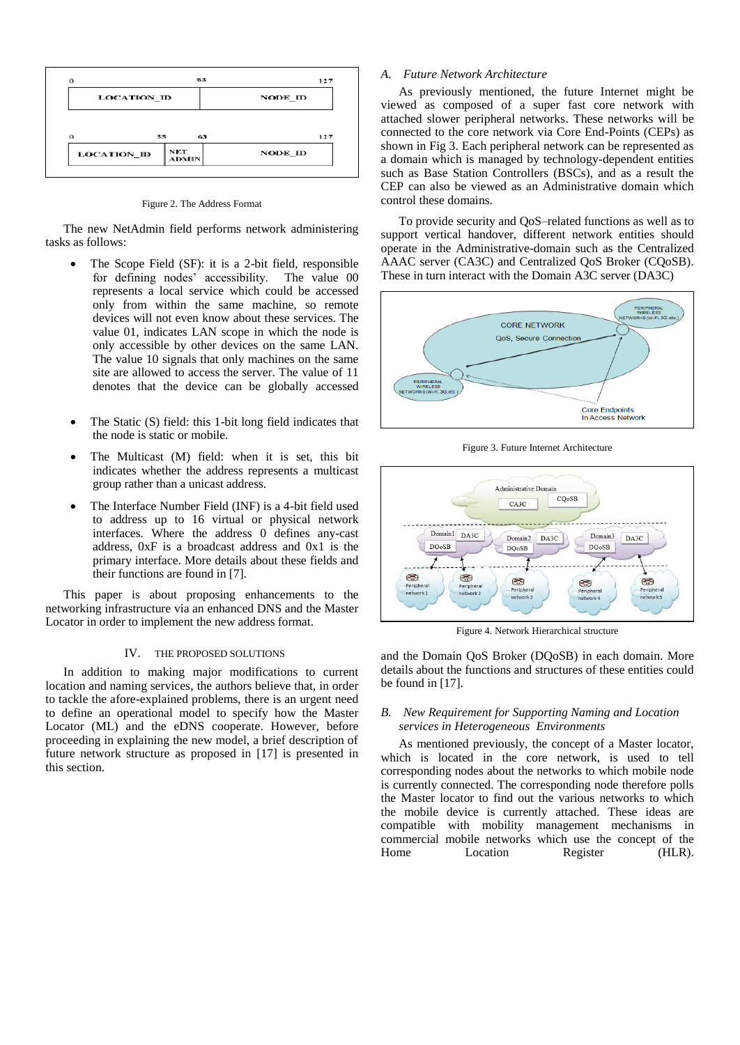Figure 2. The Address Format

The new NetAdmin field performs network administering tasks as follows:

- The Scope Field (SF): it is a 2-bit field, responsible for defining nodes' accessibility. The value 00 represents a local service which could be accessed only from within the same machine, so remote devices will not even know about these services. The value 01, indicates LAN scope in which the node is only accessible by other devices on the same LAN. The value 10 signals that only machines on the same site are allowed to access the server. The value of 11 denotes that the device can be globally accessed
- The Static (S) field: this 1-bit long field indicates that the node is static or mobile.
- The Multicast (M) field: when it is set, this bit indicates whether the address represents a multicast group rather than a unicast address.
- The Interface Number Field (INF) is a 4-bit field used to address up to 16 virtual or physical network interfaces. Where the address 0 defines any-cast address, 0xF is a broadcast address and 0x1 is the primary interface. More details about these fields and their functions are found in [7].

This paper is about proposing enhancements to the networking infrastructure via an enhanced DNS and the Master Locator in order to implement the new address format.

## IV. THE PROPOSED SOLUTIONS

In addition to making major modifications to current location and naming services, the authors believe that, in order to tackle the afore-explained problems, there is an urgent need to define an operational model to specify how the Master Locator (ML) and the eDNS cooperate. However, before proceeding in explaining the new model, a brief description of future network structure as proposed in [17] is presented in this section.

### A. *Future Network Architecture*

As previously mentioned, the future Internet might be viewed as composed of a super fast core network with attached slower peripheral networks. These networks will be connected to the core network via Core End-Points (CEPs) as shown in Fig 3. Each peripheral network can be represented as a domain which is managed by technology-dependent entities such as Base Station Controllers (BSCs), and as a result the CEP can also be viewed as an Administrative domain which control these domains.

To provide security and QoS–related functions as well as to support vertical handover, different network entities should operate in the Administrative-domain such as the Centralized AAAC server (CA3C) and Centralized QoS Broker (CQoSB). These in turn interact with the Domain A3C server (DA3C)

Figure 3. Future Internet Architecture

Figure 4. Network Hierarchical structure

and the Domain QoS Broker (DQoSB) in each domain. More details about the functions and structures of these entities could be found in [17].

### B. *New Requirement for Supporting Naming and Location services in Heterogeneous Environments*

As mentioned previously, the concept of a Master locator, which is located in the core network, is used to tell corresponding nodes about the networks to which mobile node is currently connected. The corresponding node therefore polls the Master locator to find out the various networks to which the mobile device is currently attached. These ideas are compatible with mobility management mechanisms in commercial mobile networks which use the concept of the Home Location Register (HLR).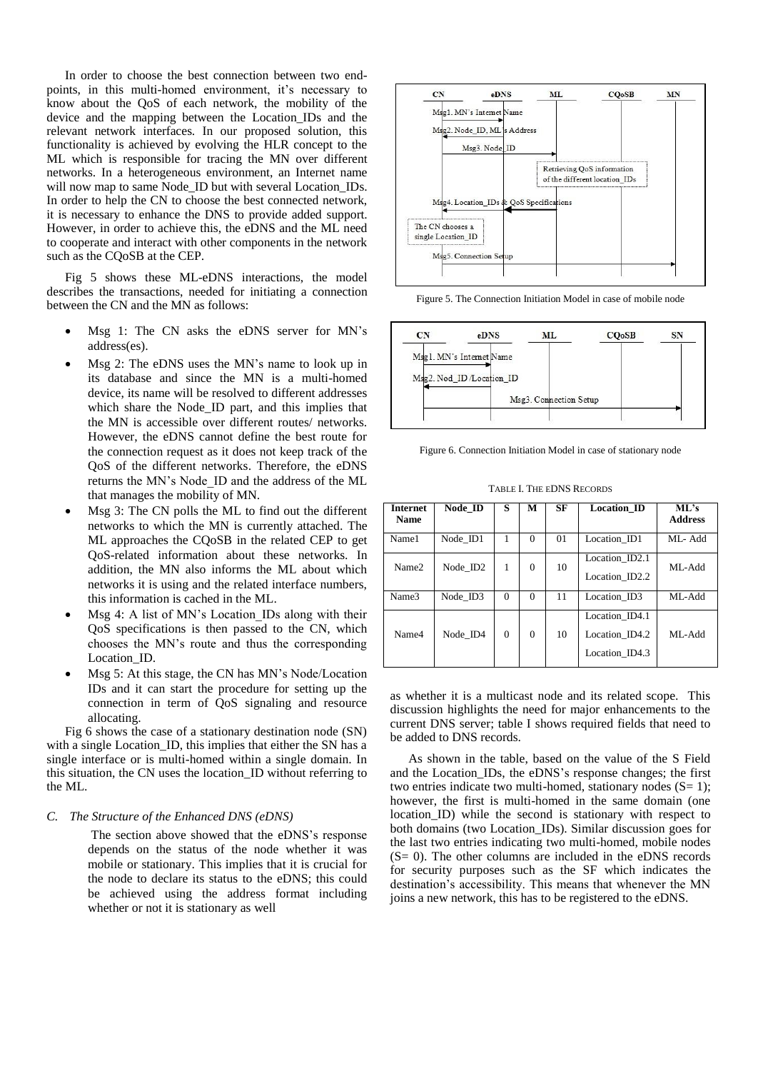In order to choose the best connection between two end-points, in this multi-homed environment, it's necessary to know about the QoS of each network, the mobility of the device and the mapping between the Location_IDs and the relevant network interfaces. In our proposed solution, this functionality is achieved by evolving the HLR concept to the ML which is responsible for tracing the MN over different networks. In a heterogeneous environment, an Internet name will now map to same Node_ID but with several Location_IDs. In order to help the CN to choose the best connected network, it is necessary to enhance the DNS to provide added support. However, in order to achieve this, the eDNS and the ML need to cooperate and interact with other components in the network such as the CQoSB at the CEP.

Fig 5 shows these ML-eDNS interactions, the model describes the transactions, needed for initiating a connection between the CN and the MN as follows:

- Msg 1: The CN asks the eDNS server for MN's address(es).
- Msg 2: The eDNS uses the MN's name to look up in its database and since the MN is a multi-homed device, its name will be resolved to different addresses which share the Node_ID part, and this implies that the MN is accessible over different routes/ networks. However, the eDNS cannot define the best route for the connection request as it does not keep track of the QoS of the different networks. Therefore, the eDNS returns the MN's Node_ID and the address of the ML that manages the mobility of MN.
- Msg 3: The CN polls the ML to find out the different networks to which the MN is currently attached. The ML approaches the CQoSB in the related CEP to get QoS-related information about these networks. In addition, the MN also informs the ML about which networks it is using and the related interface numbers, this information is cached in the ML.
- Msg 4: A list of MN's Location_IDs along with their QoS specifications is then passed to the CN, which chooses the MN's route and thus the corresponding Location_ID.
- Msg 5: At this stage, the CN has MN's Node/Location IDs and it can start the procedure for setting up the connection in term of QoS signaling and resource allocating.

Fig 6 shows the case of a stationary destination node (SN) with a single Location_ID, this implies that either the SN has a single interface or is multi-homed within a single domain. In this situation, the CN uses the location_ID without referring to the ML.

### C. The Structure of the Enhanced DNS (eDNS)

The section above showed that the eDNS's response depends on the status of the node whether it was mobile or stationary. This implies that it is crucial for the node to declare its status to the eDNS; this could be achieved using the address format including whether or not it is stationary as well as whether it is a multicast node and its related scope. This discussion highlights the need for major enhancements to the current DNS server; table I shows required fields that need to be added to DNS records.

Figure 5. The Connection Initiation Model in case of mobile node

Figure 6. Connection Initiation Model in case of stationary node

TABLE I. THE EDNS RECORDS

| Internet Name | Node_ID | S | M | SF | Location_ID | ML's Address |
|---|---|---|---|---|---|---|
| Name1 | Node_ID1 | 1 | 0 | 01 | Location_ID1 | ML- Add |
| Name2 | Node_ID2 | 1 | 0 | 10 | Location_ID2.1<br>Location_ID2.2 | ML-Add |
| Name3 | Node_ID3 | 0 | 0 | 11 | Location_ID3 | ML-Add |
| Name4 | Node_ID4 | 0 | 0 | 10 | Location_ID4.1<br>Location_ID4.2<br>Location_ID4.3 | ML-Add |

As shown in the table, based on the value of the S Field and the Location_IDs, the eDNS's response changes; the first two entries indicate two multi-homed, stationary nodes (S= 1); however, the first is multi-homed in the same domain (one location_ID) while the second is stationary with respect to both domains (two Location_IDs). Similar discussion goes for the last two entries indicating two multi-homed, mobile nodes (S= 0). The other columns are included in the eDNS records for security purposes such as the SF which indicates the destination's accessibility. This means that whenever the MN joins a new network, this has to be registered to the eDNS.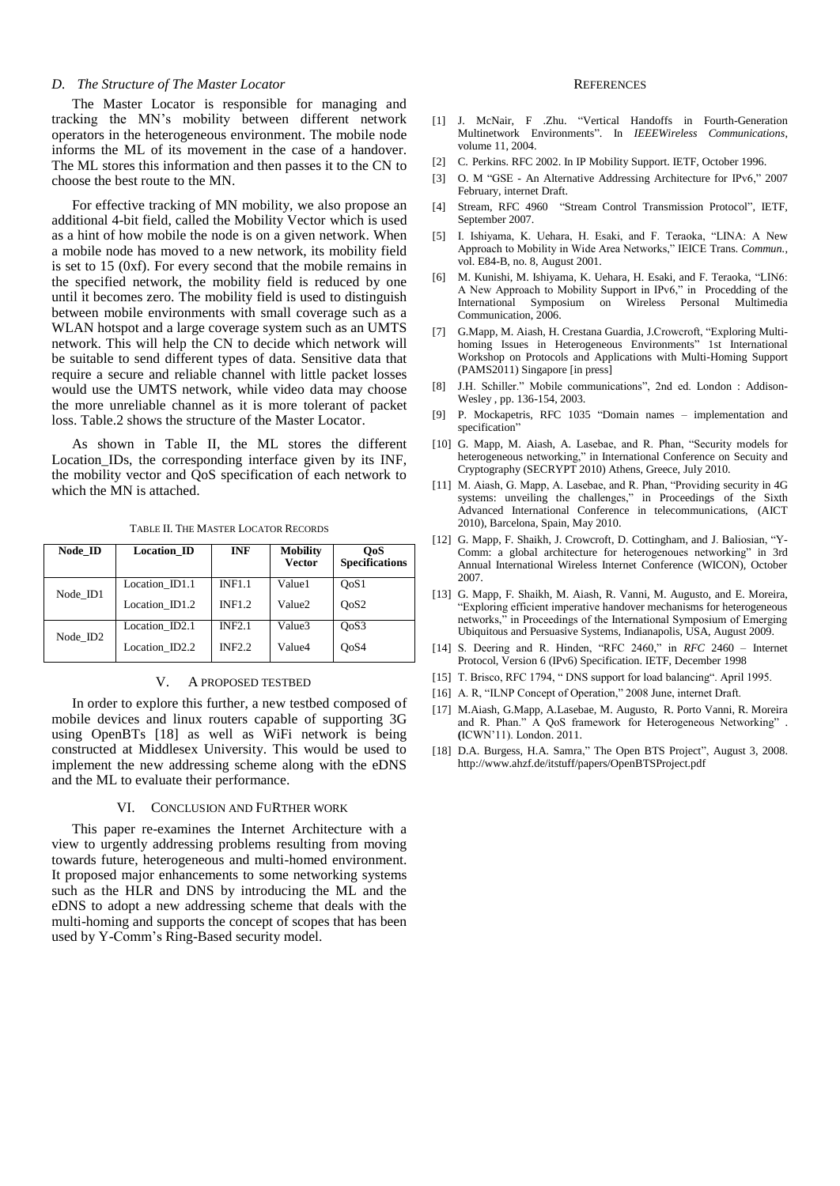### D. *The Structure of The Master Locator*

The Master Locator is responsible for managing and tracking the MN's mobility between different network operators in the heterogeneous environment. The mobile node informs the ML of its movement in the case of a handover. The ML stores this information and then passes it to the CN to choose the best route to the MN.

For effective tracking of MN mobility, we also propose an additional 4-bit field, called the Mobility Vector which is used as a hint of how mobile the node is on a given network. When a mobile node has moved to a new network, its mobility field is set to 15 (0xf). For every second that the mobile remains in the specified network, the mobility field is reduced by one until it becomes zero. The mobility field is used to distinguish between mobile environments with small coverage such as a WLAN hotspot and a large coverage system such as an UMTS network. This will help the CN to decide which network will be suitable to send different types of data. Sensitive data that require a secure and reliable channel with little packet losses would use the UMTS network, while video data may choose the more unreliable channel as it is more tolerant of packet loss. Table.2 shows the structure of the Master Locator.

As shown in Table II, the ML stores the different Location_IDs, the corresponding interface given by its INF, the mobility vector and QoS specification of each network to which the MN is attached.

TABLE II. THE MASTER LOCATOR RECORDS

| Node_ID | Location_ID | INF | Mobility Vector | QoS Specifications |
|---|---|---|---|---|
| Node_ID1 | Location_ID1.1 | INF1.1 | Value1 | QoS1 |
| | Location_ID1.2 | INF1.2 | Value2 | QoS2 |
| Node_ID2 | Location_ID2.1 | INF2.1 | Value3 | QoS3 |
| | Location_ID2.2 | INF2.2 | Value4 | QoS4 |

## V. A PROPOSED TESTBED

In order to explore this further, a new testbed composed of mobile devices and linux routers capable of supporting 3G using OpenBTs [18] as well as WiFi network is being constructed at Middlesex University. This would be used to implement the new addressing scheme along with the eDNS and the ML to evaluate their performance.

## VI. CONCLUSION AND FURTHER WORK

This paper re-examines the Internet Architecture with a view to urgently addressing problems resulting from moving towards future, heterogeneous and multi-homed environment. It proposed major enhancements to some networking systems such as the HLR and DNS by introducing the ML and the eDNS to adopt a new addressing scheme that deals with the multi-homing and supports the concept of scopes that has been used by Y-Comm's Ring-Based security model.

## REFERENCES

[1] J. McNair, F .Zhu. "Vertical Handoffs in Fourth-Generation Multinetwork Environments". In *IEEEWireless Communications*, volume 11, 2004.

[2] C. Perkins. RFC 2002. In IP Mobility Support. IETF, October 1996.

[3] O. M "GSE - An Alternative Addressing Architecture for IPv6," 2007 February, internet Draft.

[4] Stream, RFC 4960 "Stream Control Transmission Protocol", IETF, September 2007.

[5] I. Ishiyama, K. Uehara, H. Esaki, and F. Teraoka, "LINA: A New Approach to Mobility in Wide Area Networks," IEICE Trans. *Commun.*, vol. E84-B, no. 8, August 2001.

[6] M. Kunishi, M. Ishiyama, K. Uehara, H. Esaki, and F. Teraoka, "LIN6: A New Approach to Mobility Support in IPv6," in Procedding of the International Symposium on Wireless Personal Multimedia Communication, 2006.

[7] G.Mapp, M. Aiash, H. Crestana Guardia, J.Crowcroft, "Exploring Multi-homing Issues in Heterogeneous Environments" 1st International Workshop on Protocols and Applications with Multi-Homing Support (PAMS2011) Singapore [in press]

[8] J.H. Schiller." Mobile communications", 2nd ed. London : Addison-Wesley , pp. 136-154, 2003.

[9] P. Mockapetris, RFC 1035 "Domain names – implementation and specification"

[10] G. Mapp, M. Aiash, A. Lasebae, and R. Phan, "Security models for heterogeneous networking," in International Conference on Secuity and Cryptography (SECRYPT 2010) Athens, Greece, July 2010.

[11] M. Aiash, G. Mapp, A. Lasebae, and R. Phan, "Providing security in 4G systems: unveiling the challenges," in Proceedings of the Sixth Advanced International Conference in telecommunications, (AICT 2010), Barcelona, Spain, May 2010.

[12] G. Mapp, F. Shaikh, J. Crowcroft, D. Cottingham, and J. Baliosian, "Y-Comm: a global architecture for heterogenoues networking" in 3rd Annual International Wireless Internet Conference (WICON), October 2007.

[13] G. Mapp, F. Shaikh, M. Aiash, R. Vanni, M. Augusto, and E. Moreira, "Exploring efficient imperative handover mechanisms for heterogeneous networks," in Proceedings of the International Symposium of Emerging Ubiquitous and Persuasive Systems, Indianapolis, USA, August 2009.

[14] S. Deering and R. Hinden, "RFC 2460," in *RFC* 2460 – Internet Protocol, Version 6 (IPv6) Specification. IETF, December 1998

[15] T. Brisco, RFC 1794, " DNS support for load balancing". April 1995.

[16] A. R, "ILNP Concept of Operation," 2008 June, internet Draft.

[17] M.Aiash, G.Mapp, A.Lasebae, M. Augusto, R. Porto Vanni, R. Moreira and R. Phan." A QoS framework for Heterogeneous Networking" . (ICWN'11). London. 2011.

[18] D.A. Burgess, H.A. Samra," The Open BTS Project", August 3, 2008. http://www.ahzf.de/itstuff/papers/OpenBTSProject.pdf